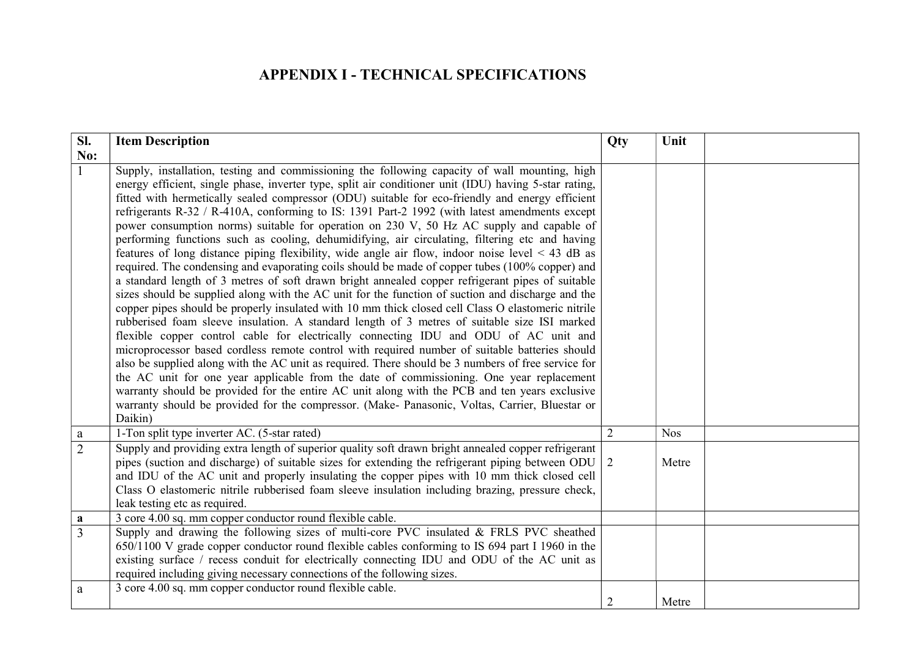# APPENDIX I - TECHNICAL SPECIFICATIONS

| Sl. No: | Item Description | Qty | Unit | |
|---|---|---|---|---|
| 1 | Supply, installation, testing and commissioning the following capacity of wall mounting, high energy efficient, single phase, inverter type, split air conditioner unit (IDU) having 5-star rating, fitted with hermetically sealed compressor (ODU) suitable for eco-friendly and energy efficient refrigerants R-32 / R-410A, conforming to IS: 1391 Part-2 1992 (with latest amendments except power consumption norms) suitable for operation on 230 V, 50 Hz AC supply and capable of performing functions such as cooling, dehumidifying, air circulating, filtering etc and having features of long distance piping flexibility, wide angle air flow, indoor noise level < 43 dB as required. The condensing and evaporating coils should be made of copper tubes (100% copper) and a standard length of 3 metres of soft drawn bright annealed copper refrigerant pipes of suitable sizes should be supplied along with the AC unit for the function of suction and discharge and the copper pipes should be properly insulated with 10 mm thick closed cell Class O elastomeric nitrile rubberised foam sleeve insulation. A standard length of 3 metres of suitable size ISI marked flexible copper control cable for electrically connecting IDU and ODU of AC unit and microprocessor based cordless remote control with required number of suitable batteries should also be supplied along with the AC unit as required. There should be 3 numbers of free service for the AC unit for one year applicable from the date of commissioning. One year replacement warranty should be provided for the entire AC unit along with the PCB and ten years exclusive warranty should be provided for the compressor. (Make- Panasonic, Voltas, Carrier, Bluestar or Daikin) | | | |
| a | 1-Ton split type inverter AC. (5-star rated) | 2 | Nos | |
| 2 | Supply and providing extra length of superior quality soft drawn bright annealed copper refrigerant pipes (suction and discharge) of suitable sizes for extending the refrigerant piping between ODU and IDU of the AC unit and properly insulating the copper pipes with 10 mm thick closed cell Class O elastomeric nitrile rubberised foam sleeve insulation including brazing, pressure check, leak testing etc as required. | 2 | Metre | |
| **a** | 3 core 4.00 sq. mm copper conductor round flexible cable. | | | |
| 3 | Supply and drawing the following sizes of multi-core PVC insulated & FRLS PVC sheathed 650/1100 V grade copper conductor round flexible cables conforming to IS 694 part I 1960 in the existing surface / recess conduit for electrically connecting IDU and ODU of the AC unit as required including giving necessary connections of the following sizes. | | | |
| a | 3 core 4.00 sq. mm copper conductor round flexible cable. | 2 | Metre | |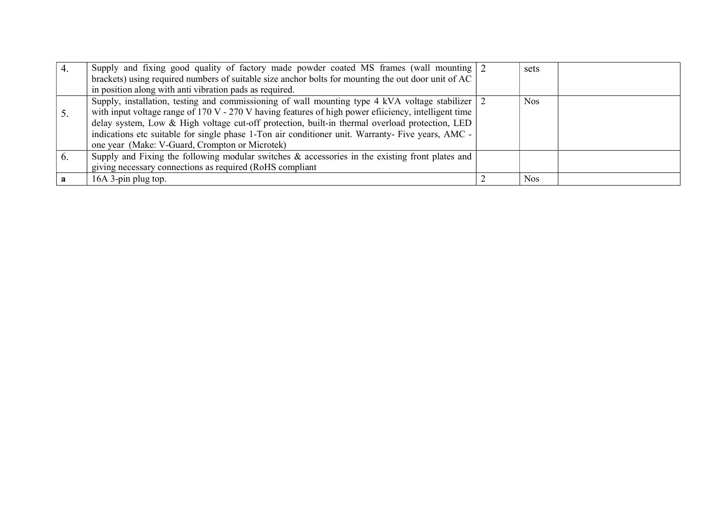| | | | | |
|---|---|---|---|---|
| 4. | Supply and fixing good quality of factory made powder coated MS frames (wall mounting brackets) using required numbers of suitable size anchor bolts for mounting the out door unit of AC in position along with anti vibration pads as required. | 2 | sets | |
| 5. | Supply, installation, testing and commissioning of wall mounting type 4 kVA voltage stabilizer with input voltage range of 170 V - 270 V having features of high power efiiciency, intelligent time delay system, Low & High voltage cut-off protection, built-in thermal overload protection, LED indications etc suitable for single phase 1-Ton air conditioner unit. Warranty- Five years, AMC - one year (Make: V-Guard, Crompton or Microtek) | 2 | Nos | |
| 6. | Supply and Fixing the following modular switches & accessories in the existing front plates and giving necessary connections as required (RoHS compliant | | | |
| **a** | 16A 3-pin plug top. | 2 | Nos | |